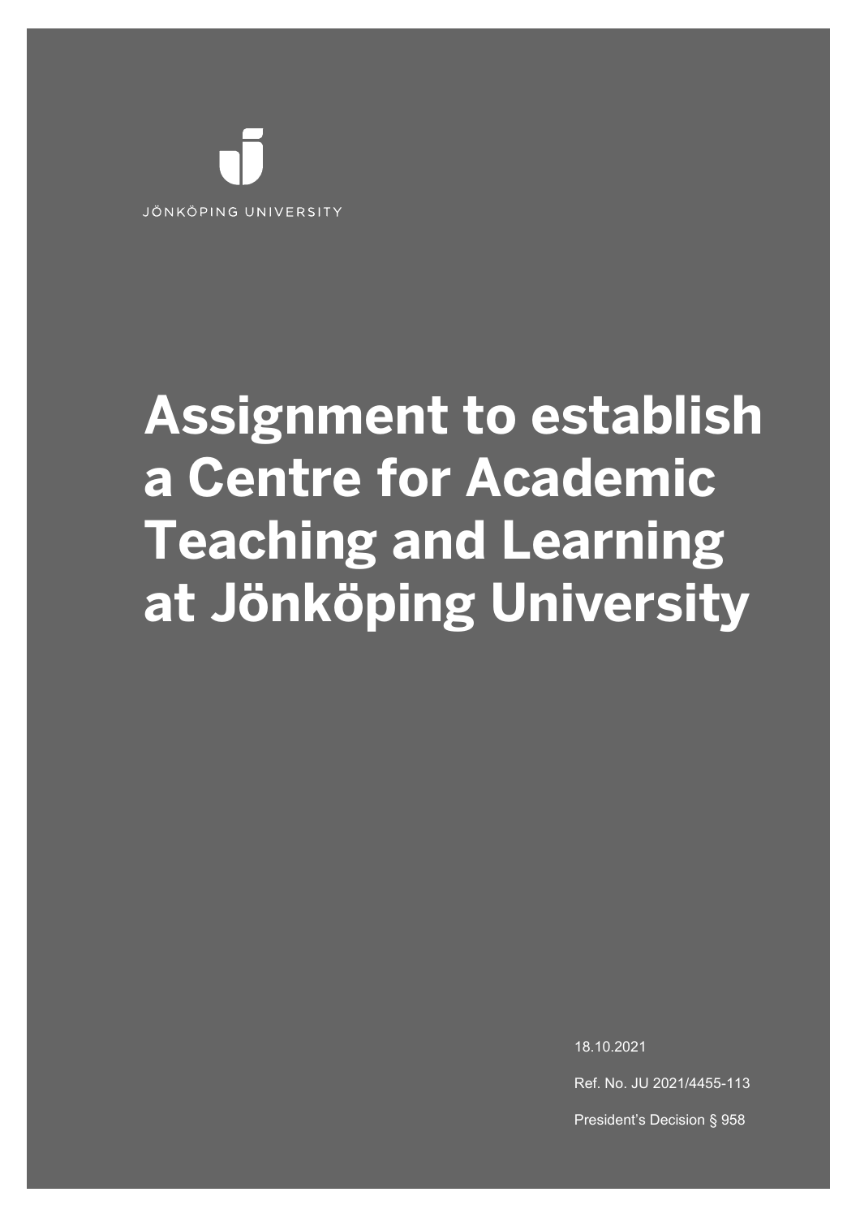JÖNKÖPING UNIVERSITY

# Assignment to establish a Centre for Academic Teaching and Learning at Jönköping University

18.10.2021

Ref. No. JU 2021/4455-113

President's Decision § 958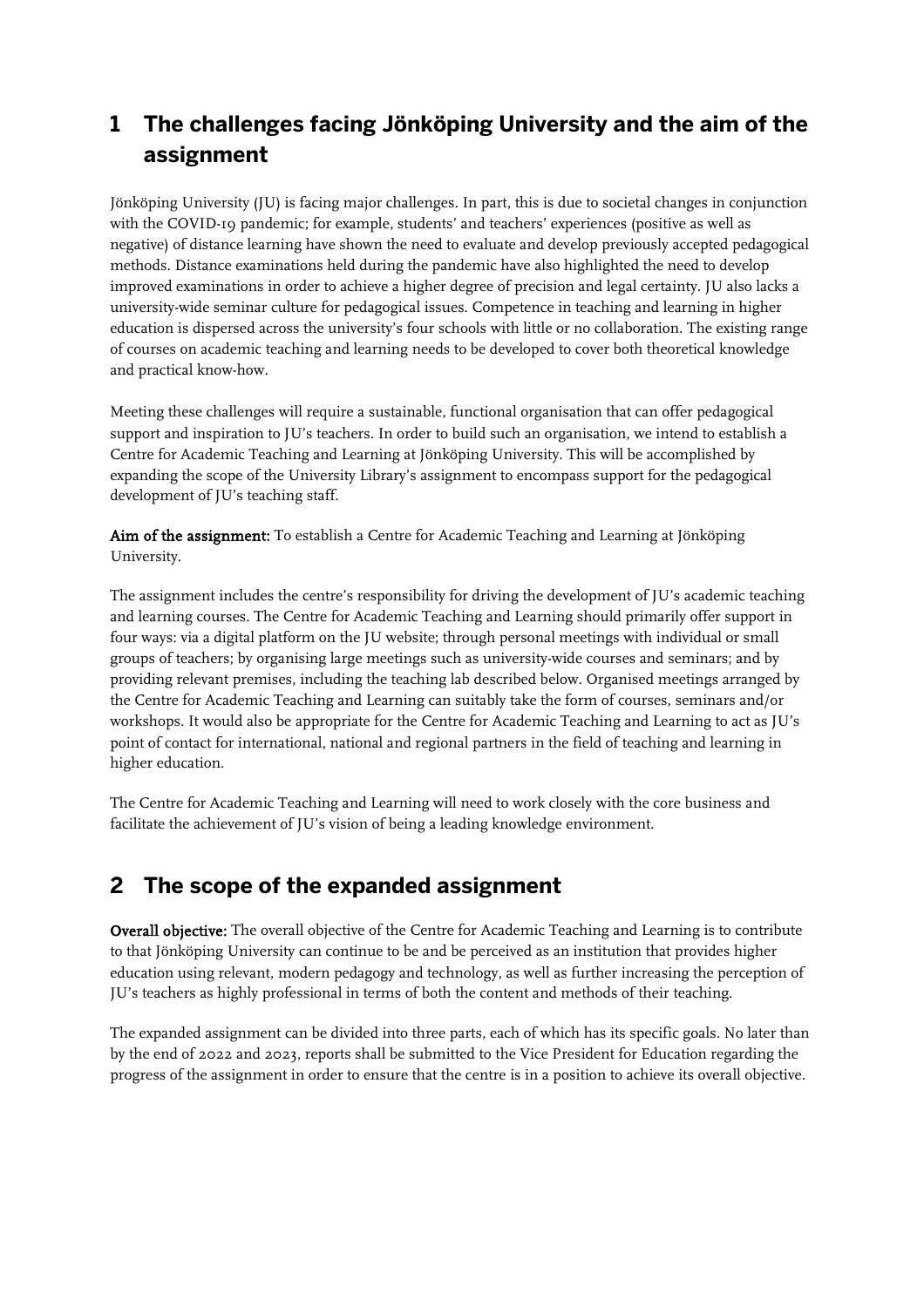## 1 The challenges facing Jönköping University and the aim of the assignment

Jönköping University (JU) is facing major challenges. In part, this is due to societal changes in conjunction with the COVID-19 pandemic; for example, students' and teachers' experiences (positive as well as negative) of distance learning have shown the need to evaluate and develop previously accepted pedagogical methods. Distance examinations held during the pandemic have also highlighted the need to develop improved examinations in order to achieve a higher degree of precision and legal certainty. JU also lacks a university-wide seminar culture for pedagogical issues. Competence in teaching and learning in higher education is dispersed across the university's four schools with little or no collaboration. The existing range of courses on academic teaching and learning needs to be developed to cover both theoretical knowledge and practical know-how.

Meeting these challenges will require a sustainable, functional organisation that can offer pedagogical support and inspiration to JU's teachers. In order to build such an organisation, we intend to establish a Centre for Academic Teaching and Learning at Jönköping University. This will be accomplished by expanding the scope of the University Library's assignment to encompass support for the pedagogical development of JU's teaching staff.

**Aim of the assignment:** To establish a Centre for Academic Teaching and Learning at Jönköping University.

The assignment includes the centre's responsibility for driving the development of JU's academic teaching and learning courses. The Centre for Academic Teaching and Learning should primarily offer support in four ways: via a digital platform on the JU website; through personal meetings with individual or small groups of teachers; by organising large meetings such as university-wide courses and seminars; and by providing relevant premises, including the teaching lab described below. Organised meetings arranged by the Centre for Academic Teaching and Learning can suitably take the form of courses, seminars and/or workshops. It would also be appropriate for the Centre for Academic Teaching and Learning to act as JU's point of contact for international, national and regional partners in the field of teaching and learning in higher education.

The Centre for Academic Teaching and Learning will need to work closely with the core business and facilitate the achievement of JU's vision of being a leading knowledge environment.

## 2 The scope of the expanded assignment

**Overall objective:** The overall objective of the Centre for Academic Teaching and Learning is to contribute to that Jönköping University can continue to be and be perceived as an institution that provides higher education using relevant, modern pedagogy and technology, as well as further increasing the perception of JU's teachers as highly professional in terms of both the content and methods of their teaching.

The expanded assignment can be divided into three parts, each of which has its specific goals. No later than by the end of 2022 and 2023, reports shall be submitted to the Vice President for Education regarding the progress of the assignment in order to ensure that the centre is in a position to achieve its overall objective.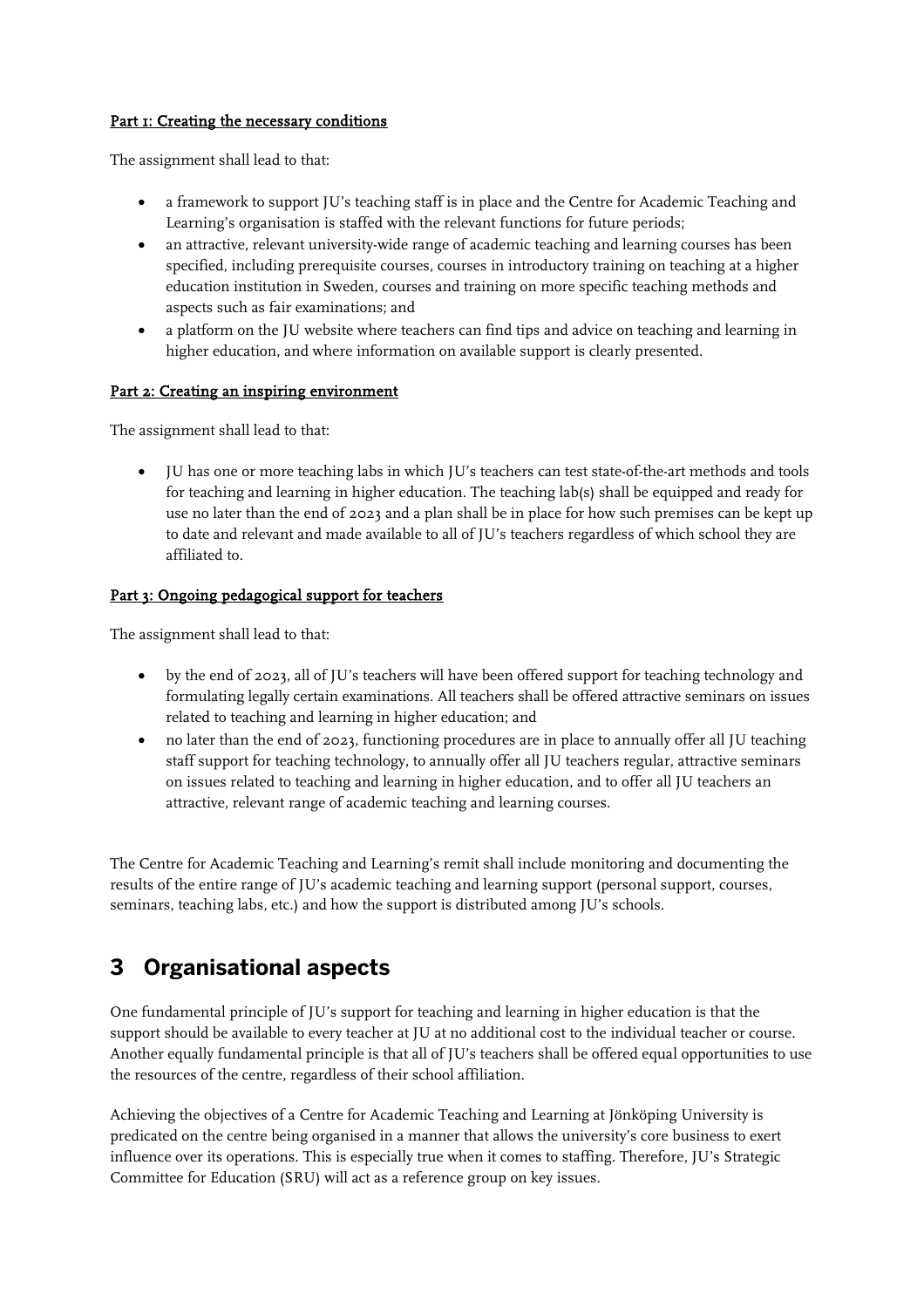**Part 1: Creating the necessary conditions**

The assignment shall lead to that:

- a framework to support JU's teaching staff is in place and the Centre for Academic Teaching and Learning's organisation is staffed with the relevant functions for future periods;
- an attractive, relevant university-wide range of academic teaching and learning courses has been specified, including prerequisite courses, courses in introductory training on teaching at a higher education institution in Sweden, courses and training on more specific teaching methods and aspects such as fair examinations; and
- a platform on the JU website where teachers can find tips and advice on teaching and learning in higher education, and where information on available support is clearly presented.

**Part 2: Creating an inspiring environment**

The assignment shall lead to that:

- JU has one or more teaching labs in which JU's teachers can test state-of-the-art methods and tools for teaching and learning in higher education. The teaching lab(s) shall be equipped and ready for use no later than the end of 2023 and a plan shall be in place for how such premises can be kept up to date and relevant and made available to all of JU's teachers regardless of which school they are affiliated to.

**Part 3: Ongoing pedagogical support for teachers**

The assignment shall lead to that:

- by the end of 2023, all of JU's teachers will have been offered support for teaching technology and formulating legally certain examinations. All teachers shall be offered attractive seminars on issues related to teaching and learning in higher education; and
- no later than the end of 2023, functioning procedures are in place to annually offer all JU teaching staff support for teaching technology, to annually offer all JU teachers regular, attractive seminars on issues related to teaching and learning in higher education, and to offer all JU teachers an attractive, relevant range of academic teaching and learning courses.

The Centre for Academic Teaching and Learning's remit shall include monitoring and documenting the results of the entire range of JU's academic teaching and learning support (personal support, courses, seminars, teaching labs, etc.) and how the support is distributed among JU's schools.

## 3 Organisational aspects

One fundamental principle of JU's support for teaching and learning in higher education is that the support should be available to every teacher at JU at no additional cost to the individual teacher or course. Another equally fundamental principle is that all of JU's teachers shall be offered equal opportunities to use the resources of the centre, regardless of their school affiliation.

Achieving the objectives of a Centre for Academic Teaching and Learning at Jönköping University is predicated on the centre being organised in a manner that allows the university's core business to exert influence over its operations. This is especially true when it comes to staffing. Therefore, JU's Strategic Committee for Education (SRU) will act as a reference group on key issues.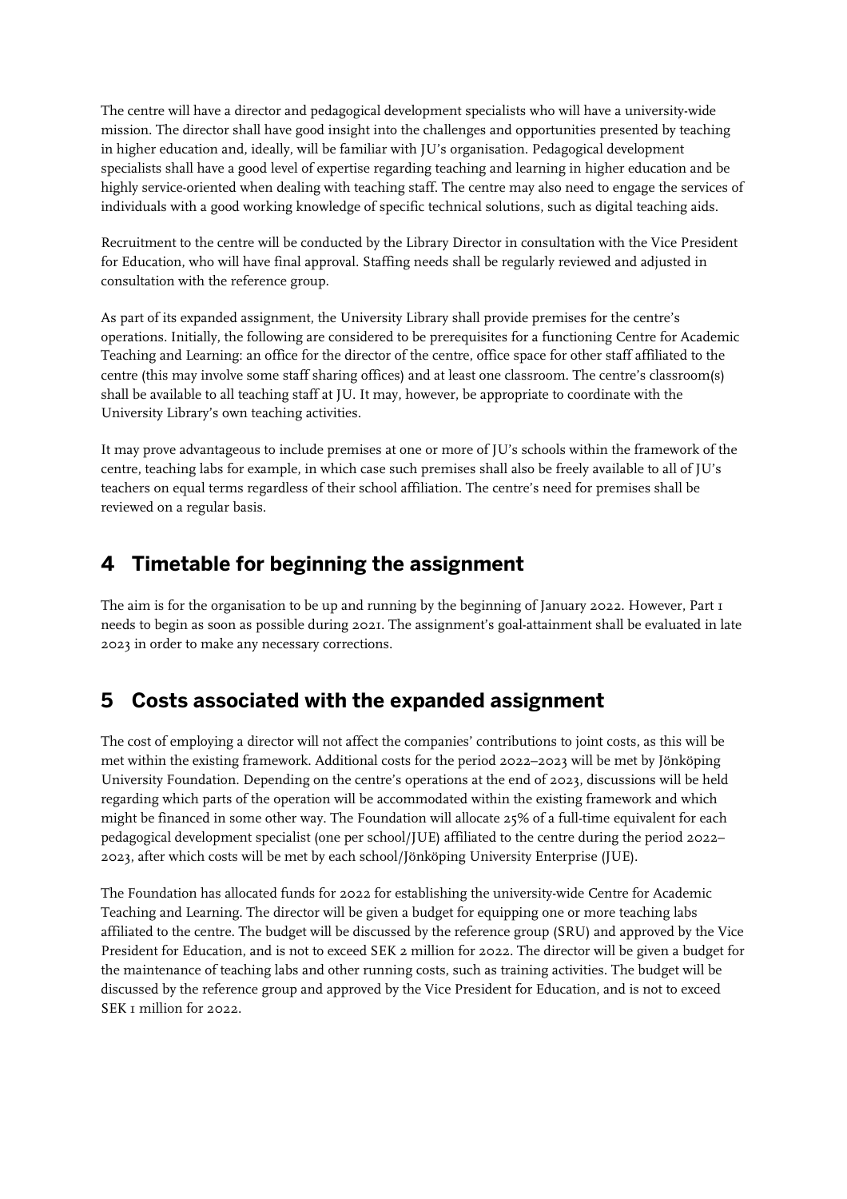The centre will have a director and pedagogical development specialists who will have a university-wide mission. The director shall have good insight into the challenges and opportunities presented by teaching in higher education and, ideally, will be familiar with JU's organisation. Pedagogical development specialists shall have a good level of expertise regarding teaching and learning in higher education and be highly service-oriented when dealing with teaching staff. The centre may also need to engage the services of individuals with a good working knowledge of specific technical solutions, such as digital teaching aids.

Recruitment to the centre will be conducted by the Library Director in consultation with the Vice President for Education, who will have final approval. Staffing needs shall be regularly reviewed and adjusted in consultation with the reference group.

As part of its expanded assignment, the University Library shall provide premises for the centre's operations. Initially, the following are considered to be prerequisites for a functioning Centre for Academic Teaching and Learning: an office for the director of the centre, office space for other staff affiliated to the centre (this may involve some staff sharing offices) and at least one classroom. The centre's classroom(s) shall be available to all teaching staff at JU. It may, however, be appropriate to coordinate with the University Library's own teaching activities.

It may prove advantageous to include premises at one or more of JU's schools within the framework of the centre, teaching labs for example, in which case such premises shall also be freely available to all of JU's teachers on equal terms regardless of their school affiliation. The centre's need for premises shall be reviewed on a regular basis.

## 4 Timetable for beginning the assignment

The aim is for the organisation to be up and running by the beginning of January 2022. However, Part 1 needs to begin as soon as possible during 2021. The assignment's goal-attainment shall be evaluated in late 2023 in order to make any necessary corrections.

## 5 Costs associated with the expanded assignment

The cost of employing a director will not affect the companies' contributions to joint costs, as this will be met within the existing framework. Additional costs for the period 2022–2023 will be met by Jönköping University Foundation. Depending on the centre's operations at the end of 2023, discussions will be held regarding which parts of the operation will be accommodated within the existing framework and which might be financed in some other way. The Foundation will allocate 25% of a full-time equivalent for each pedagogical development specialist (one per school/JUE) affiliated to the centre during the period 2022–2023, after which costs will be met by each school/Jönköping University Enterprise (JUE).

The Foundation has allocated funds for 2022 for establishing the university-wide Centre for Academic Teaching and Learning. The director will be given a budget for equipping one or more teaching labs affiliated to the centre. The budget will be discussed by the reference group (SRU) and approved by the Vice President for Education, and is not to exceed SEK 2 million for 2022. The director will be given a budget for the maintenance of teaching labs and other running costs, such as training activities. The budget will be discussed by the reference group and approved by the Vice President for Education, and is not to exceed SEK 1 million for 2022.